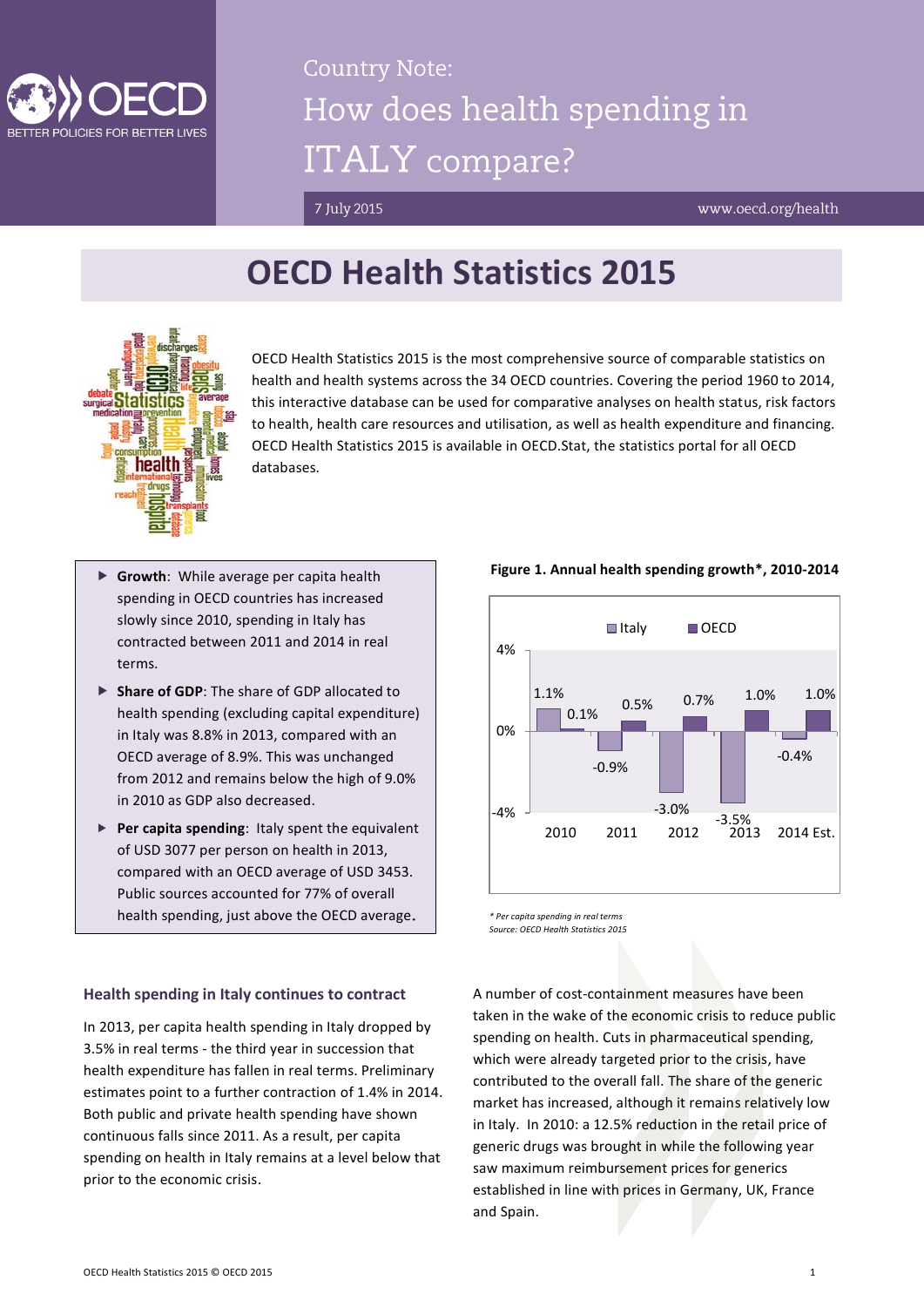Country Note:

# How does health spending in ITALY compare?

7 July 2015 www.oecd.org/health

## OECD Health Statistics 2015

OECD Health Statistics 2015 is the most comprehensive source of comparable statistics on health and health systems across the 34 OECD countries. Covering the period 1960 to 2014, this interactive database can be used for comparative analyses on health status, risk factors to health, health care resources and utilisation, as well as health expenditure and financing. OECD Health Statistics 2015 is available in OECD.Stat, the statistics portal for all OECD databases.

- **Growth**: While average per capita health spending in OECD countries has increased slowly since 2010, spending in Italy has contracted between 2011 and 2014 in real terms.
- **Share of GDP**: The share of GDP allocated to health spending (excluding capital expenditure) in Italy was 8.8% in 2013, compared with an OECD average of 8.9%. This was unchanged from 2012 and remains below the high of 9.0% in 2010 as GDP also decreased.
- **Per capita spending**: Italy spent the equivalent of USD 3077 per person on health in 2013, compared with an OECD average of USD 3453. Public sources accounted for 77% of overall health spending, just above the OECD average.

**Figure 1. Annual health spending growth\*, 2010-2014**

| | Italy | OECD |
|---|---|---|
| 2010 | 1.1% | 0.1% |
| 2011 | -0.9% | 0.5% |
| 2012 | -3.0% | 0.7% |
| 2013 | -3.5% | 1.0% |
| 2014 Est. | -0.4% | 1.0% |

*\* Per capita spending in real terms*
*Source: OECD Health Statistics 2015*

### Health spending in Italy continues to contract

In 2013, per capita health spending in Italy dropped by 3.5% in real terms - the third year in succession that health expenditure has fallen in real terms. Preliminary estimates point to a further contraction of 1.4% in 2014. Both public and private health spending have shown continuous falls since 2011. As a result, per capita spending on health in Italy remains at a level below that prior to the economic crisis.

A number of cost-containment measures have been taken in the wake of the economic crisis to reduce public spending on health. Cuts in pharmaceutical spending, which were already targeted prior to the crisis, have contributed to the overall fall. The share of the generic market has increased, although it remains relatively low in Italy. In 2010: a 12.5% reduction in the retail price of generic drugs was brought in while the following year saw maximum reimbursement prices for generics established in line with prices in Germany, UK, France and Spain.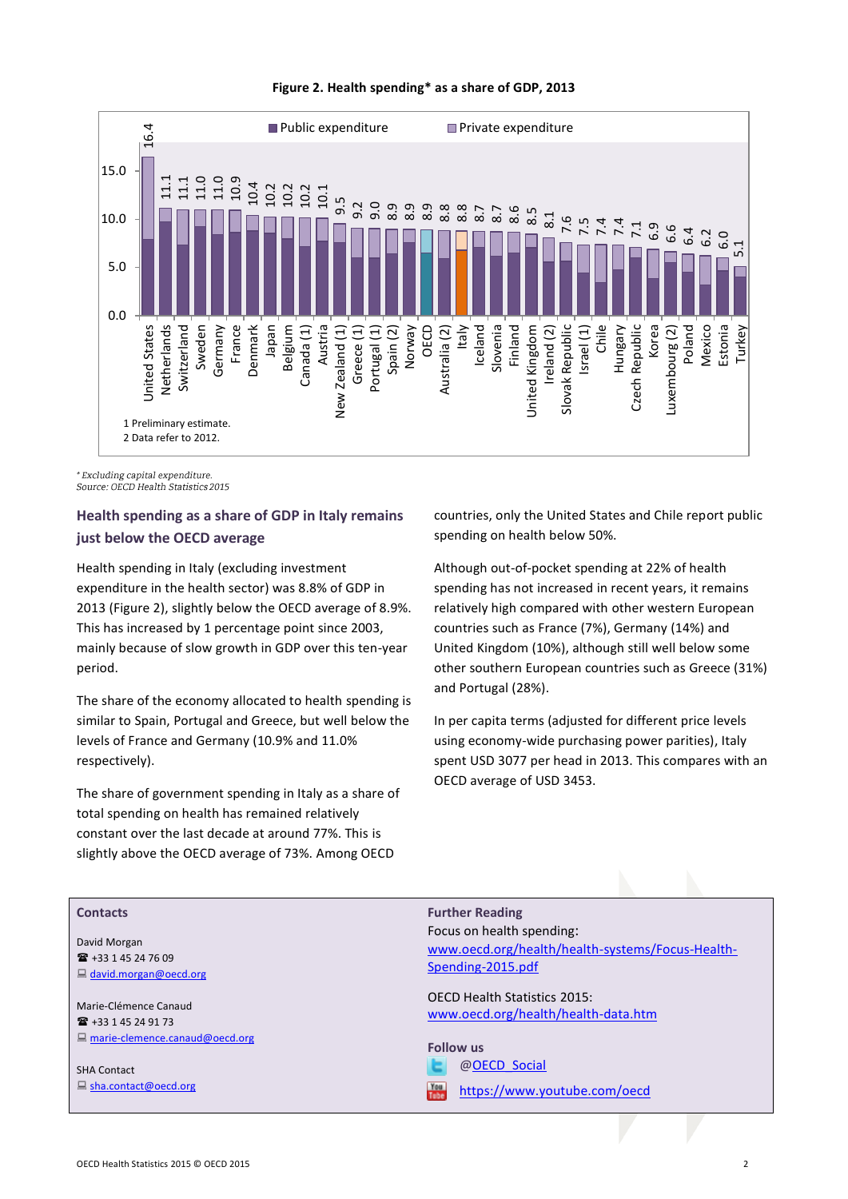**Figure 2. Health spending* as a share of GDP, 2013**

Public expenditure
Private expenditure

15.0
10.0
5.0
0.0

16.4 11.1 11.1 11.0 11.0 10.9 10.4 10.2 10.2 10.2 10.1 9.5 9.2 9.0 8.9 8.9 8.9 8.8 8.8 8.7 8.7 8.6 8.5 8.1 7.6 7.5 7.4 7.4 7.1 6.9 6.6 6.4 6.2 6.0 5.1

United States, Netherlands, Switzerland, Sweden, Germany, France, Denmark, Japan, Belgium, Canada (1), Austria, New Zealand (1), Greece (1), Portugal (1), Spain (2), Norway, OECD, Australia (2), Italy, Iceland, Slovenia, Finland, United Kingdom, Ireland (2), Slovak Republic, Israel (1), Chile, Hungary, Czech Republic, Korea, Luxembourg (2), Poland, Mexico, Estonia, Turkey

1 Preliminary estimate.
2 Data refer to 2012.

*\* Excluding capital expenditure.*
*Source: OECD Health Statistics 2015*

## Health spending as a share of GDP in Italy remains just below the OECD average

Health spending in Italy (excluding investment expenditure in the health sector) was 8.8% of GDP in 2013 (Figure 2), slightly below the OECD average of 8.9%. This has increased by 1 percentage point since 2003, mainly because of slow growth in GDP over this ten-year period.

The share of the economy allocated to health spending is similar to Spain, Portugal and Greece, but well below the levels of France and Germany (10.9% and 11.0% respectively).

The share of government spending in Italy as a share of total spending on health has remained relatively constant over the last decade at around 77%. This is slightly above the OECD average of 73%. Among OECD countries, only the United States and Chile report public spending on health below 50%.

Although out-of-pocket spending at 22% of health spending has not increased in recent years, it remains relatively high compared with other western European countries such as France (7%), Germany (14%) and United Kingdom (10%), although still well below some other southern European countries such as Greece (31%) and Portugal (28%).

In per capita terms (adjusted for different price levels using economy-wide purchasing power parities), Italy spent USD 3077 per head in 2013. This compares with an OECD average of USD 3453.

### Contacts

David Morgan
☎ +33 1 45 24 76 09
[david.morgan@oecd.org](mailto:david.morgan@oecd.org)

Marie-Clémence Canaud
☎ +33 1 45 24 91 73
[marie-clemence.canaud@oecd.org](mailto:marie-clemence.canaud@oecd.org)

SHA Contact
[sha.contact@oecd.org](mailto:sha.contact@oecd.org)

### Further Reading

Focus on health spending:
[www.oecd.org/health/health-systems/Focus-Health-Spending-2015.pdf](http://www.oecd.org/health/health-systems/Focus-Health-Spending-2015.pdf)

OECD Health Statistics 2015:
[www.oecd.org/health/health-data.htm](http://www.oecd.org/health/health-data.htm)

### Follow us

@OECD_Social

https://www.youtube.com/oecd